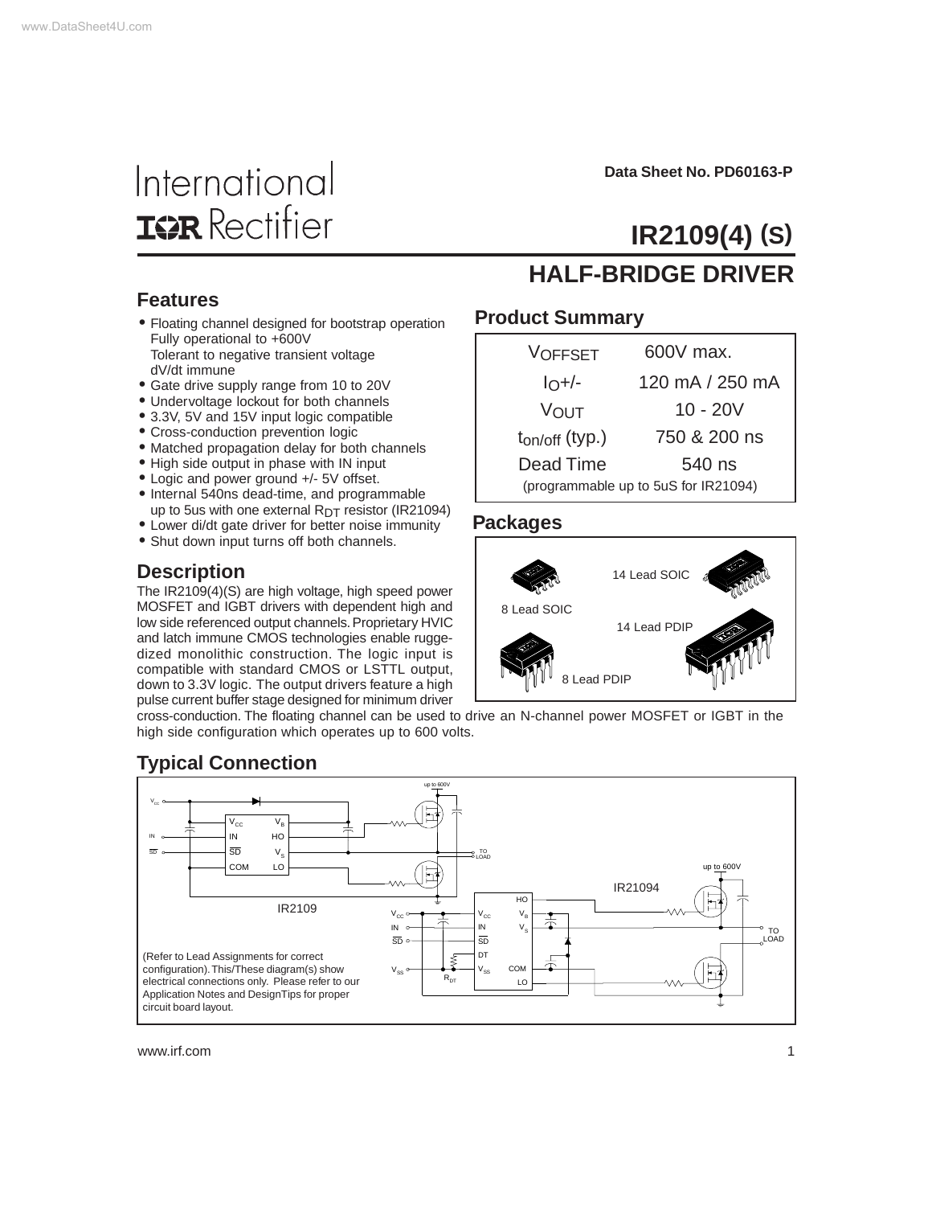Data Sheet No. PD60163-P

International IOR Rectifier

# IR2109(4) (S)

## HALF-BRIDGE DRIVER

## Features

- Floating channel designed for bootstrap operation
  Fully operational to +600V
  Tolerant to negative transient voltage
  dV/dt immune
- Gate drive supply range from 10 to 20V
- Undervoltage lockout for both channels
- 3.3V, 5V and 15V input logic compatible
- Cross-conduction prevention logic
- Matched propagation delay for both channels
- High side output in phase with IN input
- Logic and power ground +/- 5V offset.
- Internal 540ns dead-time, and programmable up to 5us with one external $R_{DT}$ resistor (IR21094)
- Lower di/dt gate driver for better noise immunity
- Shut down input turns off both channels.

## Product Summary

| | |
|---|---|
| $V_{OFFSET}$ | 600V max. |
| $I_O$+/- | 120 mA / 250 mA |
| $V_{OUT}$ | 10 - 20V |
| $t_{on/off}$ (typ.) | 750 & 200 ns |
| Dead Time | 540 ns |
| (programmable up to 5uS for IR21094) | |

## Packages

14 Lead SOIC

8 Lead SOIC

14 Lead PDIP

8 Lead PDIP

## Description

The IR2109(4)(S) are high voltage, high speed power MOSFET and IGBT drivers with dependent high and low side referenced output channels. Proprietary HVIC and latch immune CMOS technologies enable ruggedized monolithic construction. The logic input is compatible with standard CMOS or LSTTL output, down to 3.3V logic. The output drivers feature a high pulse current buffer stage designed for minimum driver cross-conduction. The floating channel can be used to drive an N-channel power MOSFET or IGBT in the high side configuration which operates up to 600 volts.

## Typical Connection

(Refer to Lead Assignments for correct configuration). This/These diagram(s) show electrical connections only. Please refer to our Application Notes and DesignTips for proper circuit board layout.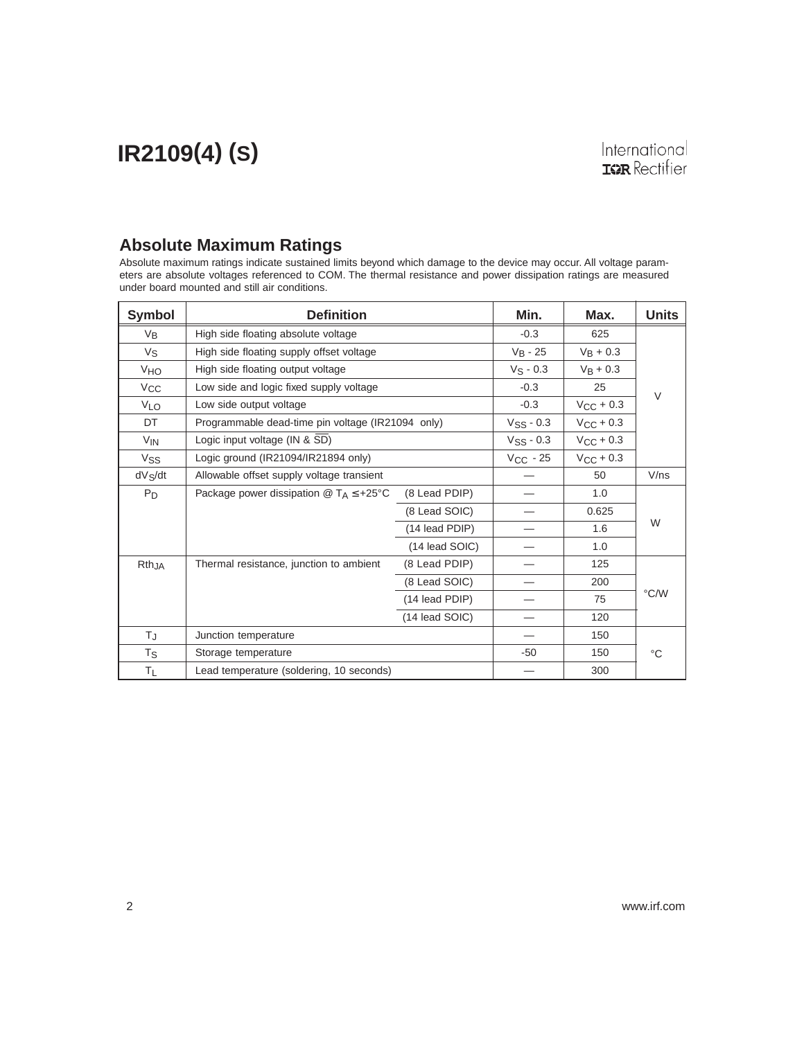## Absolute Maximum Ratings

Absolute maximum ratings indicate sustained limits beyond which damage to the device may occur. All voltage parameters are absolute voltages referenced to COM. The thermal resistance and power dissipation ratings are measured under board mounted and still air conditions.

| Symbol | Definition | | Min. | Max. | Units |
|---|---|---|---|---|---|
| $V_B$ | High side floating absolute voltage | | -0.3 | 625 | V |
| $V_S$ | High side floating supply offset voltage | | $V_B$ - 25 | $V_B$ + 0.3 | |
| $V_{HO}$ | High side floating output voltage | | $V_S$ - 0.3 | $V_B$ + 0.3 | |
| $V_{CC}$ | Low side and logic fixed supply voltage | | -0.3 | 25 | |
| $V_{LO}$ | Low side output voltage | | -0.3 | $V_{CC}$ + 0.3 | |
| DT | Programmable dead-time pin voltage (IR21094 only) | | $V_{SS}$ - 0.3 | $V_{CC}$ + 0.3 | |
| $V_{IN}$ | Logic input voltage (IN & $\overline{SD}$) | | $V_{SS}$ - 0.3 | $V_{CC}$ + 0.3 | |
| $V_{SS}$ | Logic ground (IR21094/IR21894 only) | | $V_{CC}$ - 25 | $V_{CC}$ + 0.3 | |
| $dV_S/dt$ | Allowable offset supply voltage transient | | — | 50 | V/ns |
| $P_D$ | Package power dissipation @ $T_A \leq$ +25°C | (8 Lead PDIP) | — | 1.0 | W |
| | | (8 Lead SOIC) | — | 0.625 | |
| | | (14 lead PDIP) | — | 1.6 | |
| | | (14 lead SOIC) | — | 1.0 | |
| $Rth_{JA}$ | Thermal resistance, junction to ambient | (8 Lead PDIP) | — | 125 | °C/W |
| | | (8 Lead SOIC) | — | 200 | |
| | | (14 lead PDIP) | — | 75 | |
| | | (14 lead SOIC) | — | 120 | |
| $T_J$ | Junction temperature | | — | 150 | °C |
| $T_S$ | Storage temperature | | -50 | 150 | |
| $T_L$ | Lead temperature (soldering, 10 seconds) | | — | 300 | |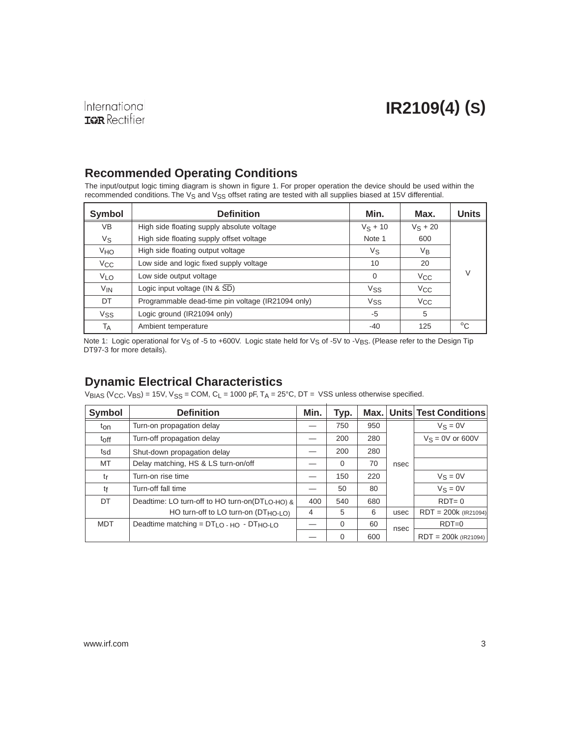## Recommended Operating Conditions

The input/output logic timing diagram is shown in figure 1. For proper operation the device should be used within the recommended conditions. The $V_S$ and $V_{SS}$ offset rating are tested with all supplies biased at 15V differential.

| Symbol | Definition | Min. | Max. | Units |
|---|---|---|---|---|
| VB | High side floating supply absolute voltage | $V_S$ + 10 | $V_S$ + 20 | V |
| $V_S$ | High side floating supply offset voltage | Note 1 | 600 | |
| $V_{HO}$ | High side floating output voltage | $V_S$ | $V_B$ | |
| $V_{CC}$ | Low side and logic fixed supply voltage | 10 | 20 | |
| $V_{LO}$ | Low side output voltage | 0 | $V_{CC}$ | |
| $V_{IN}$ | Logic input voltage (IN & $\overline{SD}$) | $V_{SS}$ | $V_{CC}$ | |
| DT | Programmable dead-time pin voltage (IR21094 only) | $V_{SS}$ | $V_{CC}$ | |
| $V_{SS}$ | Logic ground (IR21094 only) | -5 | 5 | |
| $T_A$ | Ambient temperature | -40 | 125 | °C |

Note 1: Logic operational for $V_S$ of -5 to +600V. Logic state held for $V_S$ of -5V to -$V_{BS}$. (Please refer to the Design Tip DT97-3 for more details).

## Dynamic Electrical Characteristics

$V_{BIAS}$ ($V_{CC}$, $V_{BS}$) = 15V, $V_{SS}$ = COM, $C_L$ = 1000 pF, $T_A$ = 25°C, DT = VSS unless otherwise specified.

| Symbol | Definition | Min. | Typ. | Max. | Units | Test Conditions |
|---|---|---|---|---|---|---|
| $t_{on}$ | Turn-on propagation delay | — | 750 | 950 | nsec | $V_S$ = 0V |
| $t_{off}$ | Turn-off propagation delay | — | 200 | 280 | | $V_S$ = 0V or 600V |
| $t_{sd}$ | Shut-down propagation delay | — | 200 | 280 | | |
| MT | Delay matching, HS & LS turn-on/off | — | 0 | 70 | | |
| $t_r$ | Turn-on rise time | — | 150 | 220 | | $V_S$ = 0V |
| $t_f$ | Turn-off fall time | — | 50 | 80 | | $V_S$ = 0V |
| DT | Deadtime: LO turn-off to HO turn-on($DT_{LO-HO}$) & HO turn-off to LO turn-on ($DT_{HO-LO}$) | 400 | 540 | 680 | | RDT= 0 |
| | | 4 | 5 | 6 | usec | RDT = 200k (IR21094) |
| MDT | Deadtime matching = $DT_{LO-HO}$ - $DT_{HO-LO}$ | — | 0 | 60 | nsec | RDT=0 |
| | | — | 0 | 600 | | RDT = 200k (IR21094) |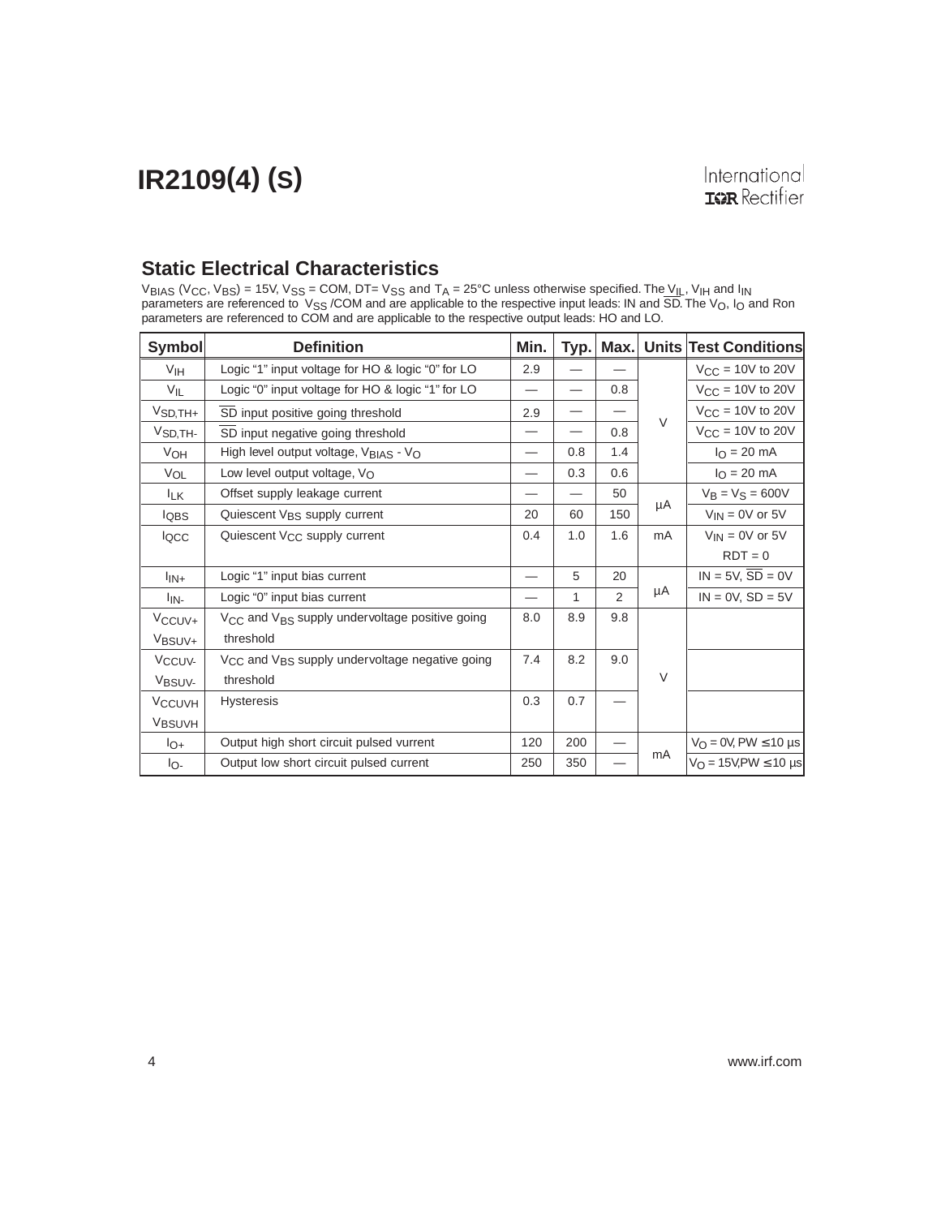## Static Electrical Characteristics

$V_{BIAS}$ ($V_{CC}$, $V_{BS}$) = 15V, $V_{SS}$ = COM, DT= $V_{SS}$ and $T_A$ = 25°C unless otherwise specified. The $V_{IL}$, $V_{IH}$ and $I_{IN}$ parameters are referenced to $V_{SS}$ /COM and are applicable to the respective input leads: IN and $\overline{SD}$. The $V_O$, $I_O$ and Ron parameters are referenced to COM and are applicable to the respective output leads: HO and LO.

| Symbol | Definition | Min. | Typ. | Max. | Units | Test Conditions |
|---|---|---|---|---|---|---|
| $V_{IH}$ | Logic "1" input voltage for HO & logic "0" for LO | 2.9 | — | — | V | $V_{CC}$ = 10V to 20V |
| $V_{IL}$ | Logic "0" input voltage for HO & logic "1" for LO | — | — | 0.8 | V | $V_{CC}$ = 10V to 20V |
| $V_{SD,TH+}$ | $\overline{SD}$ input positive going threshold | 2.9 | — | — | V | $V_{CC}$ = 10V to 20V |
| $V_{SD,TH-}$ | $\overline{SD}$ input negative going threshold | — | — | 0.8 | V | $V_{CC}$ = 10V to 20V |
| $V_{OH}$ | High level output voltage, $V_{BIAS}$ - $V_O$ | — | 0.8 | 1.4 | V | $I_O$ = 20 mA |
| $V_{OL}$ | Low level output voltage, $V_O$ | — | 0.3 | 0.6 | V | $I_O$ = 20 mA |
| $I_{LK}$ | Offset supply leakage current | — | — | 50 | µA | $V_B$ = $V_S$ = 600V |
| $I_{QBS}$ | Quiescent $V_{BS}$ supply current | 20 | 60 | 150 | µA | $V_{IN}$ = 0V or 5V |
| $I_{QCC}$ | Quiescent $V_{CC}$ supply current | 0.4 | 1.0 | 1.6 | mA | $V_{IN}$ = 0V or 5V, RDT = 0 |
| $I_{IN+}$ | Logic "1" input bias current | — | 5 | 20 | µA | IN = 5V, $\overline{SD}$ = 0V |
| $I_{IN-}$ | Logic "0" input bias current | — | 1 | 2 | µA | IN = 0V, SD = 5V |
| $V_{CCUV+}$, $V_{BSUV+}$ | $V_{CC}$ and $V_{BS}$ supply undervoltage positive going threshold | 8.0 | 8.9 | 9.8 | V | |
| $V_{CCUV-}$, $V_{BSUV-}$ | $V_{CC}$ and $V_{BS}$ supply undervoltage negative going threshold | 7.4 | 8.2 | 9.0 | V | |
| $V_{CCUVH}$, $V_{BSUVH}$ | Hysteresis | 0.3 | 0.7 | — | V | |
| $I_{O+}$ | Output high short circuit pulsed vurrent | 120 | 200 | — | mA | $V_O$ = 0V, PW ≤ 10 µs |
| $I_{O-}$ | Output low short circuit pulsed current | 250 | 350 | — | mA | $V_O$ = 15V,PW ≤ 10 µs |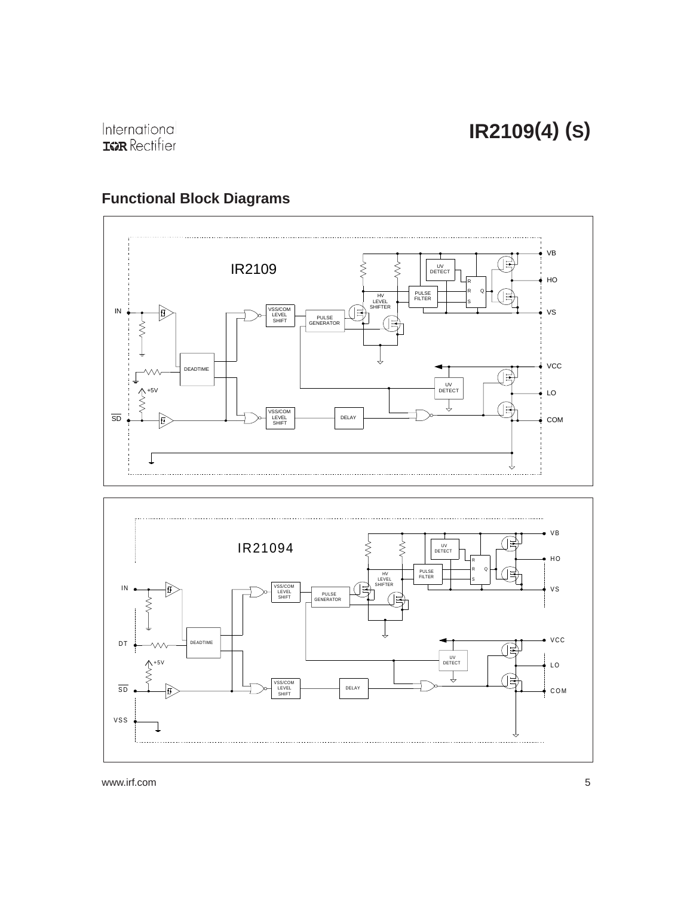## Functional Block Diagrams

IR2109

IN, SD, VB, HO, VS, VCC, LO, COM

DEADTIME, VSS/COM LEVEL SHIFT, PULSE GENERATOR, HV LEVEL SHIFTER, PULSE FILTER, UV DETECT, DELAY, +5V

IR21094

IN, DT, SD, VSS, VB, HO, VS, VCC, LO, COM

DEADTIME, VSS/COM LEVEL SHIFT, PULSE GENERATOR, HV LEVEL SHIFTER, PULSE FILTER, UV DETECT, DELAY, +5V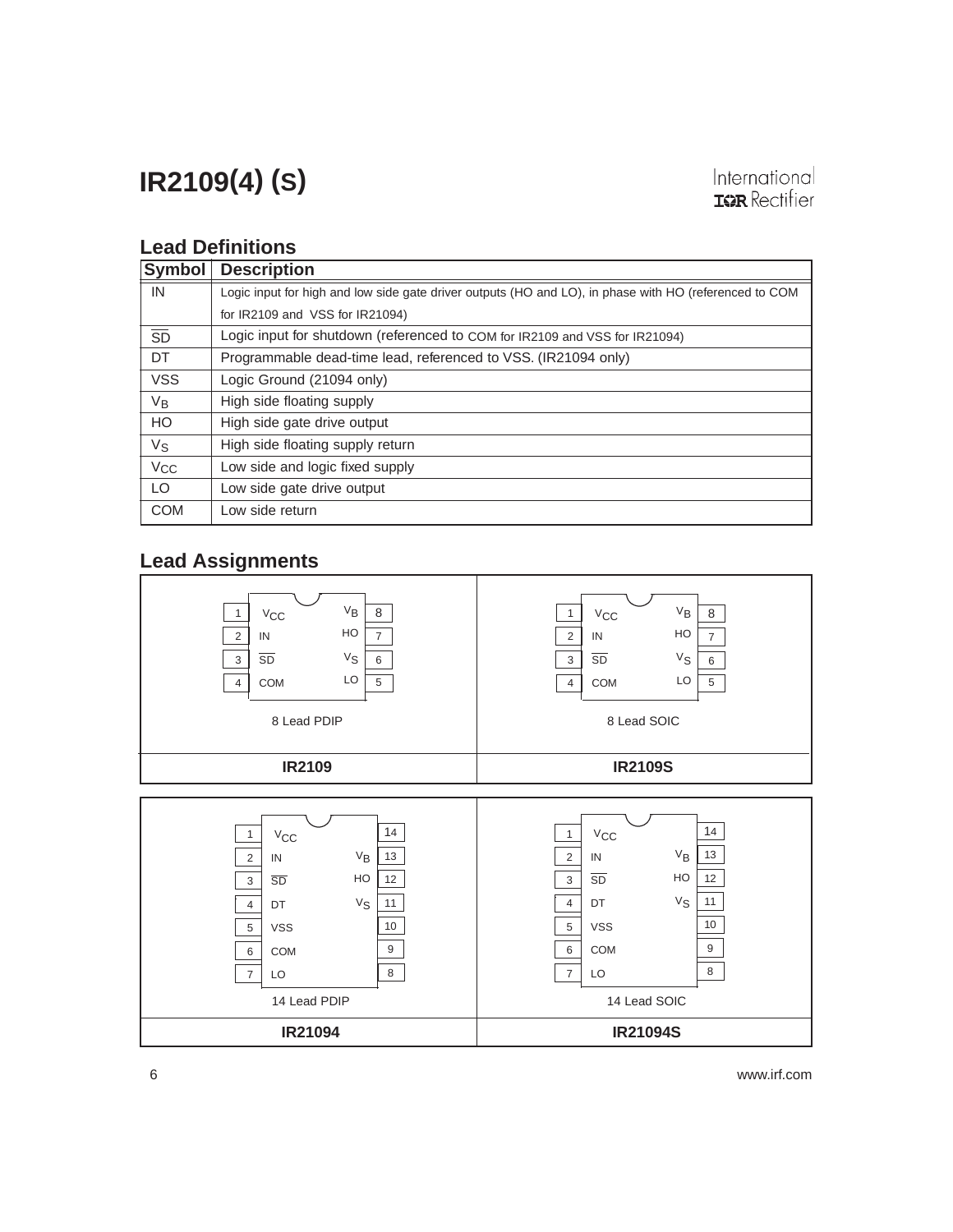## Lead Definitions

| Symbol | Description |
|---|---|
| IN | Logic input for high and low side gate driver outputs (HO and LO), in phase with HO (referenced to COM for IR2109 and VSS for IR21094) |
| $\overline{SD}$ | Logic input for shutdown (referenced to COM for IR2109 and VSS for IR21094) |
| DT | Programmable dead-time lead, referenced to VSS. (IR21094 only) |
| VSS | Logic Ground (21094 only) |
| $V_B$ | High side floating supply |
| HO | High side gate drive output |
| $V_S$ | High side floating supply return |
| $V_{CC}$ | Low side and logic fixed supply |
| LO | Low side gate drive output |
| COM | Low side return |

## Lead Assignments

**IR2109** (8 Lead PDIP) and **IR2109S** (8 Lead SOIC):

| Pin | Name | Pin | Name |
|---|---|---|---|
| 1 | $V_{CC}$ | 8 | $V_B$ |
| 2 | IN | 7 | HO |
| 3 | $\overline{SD}$ | 6 | $V_S$ |
| 4 | COM | 5 | LO |

**IR21094** (14 Lead PDIP) and **IR21094S** (14 Lead SOIC):

| Pin | Name | Pin | Name |
|---|---|---|---|
| 1 | $V_{CC}$ | 14 | |
| 2 | IN | 13 | $V_B$ |
| 3 | $\overline{SD}$ | 12 | HO |
| 4 | DT | 11 | $V_S$ |
| 5 | VSS | 10 | |
| 6 | COM | 9 | |
| 7 | LO | 8 | |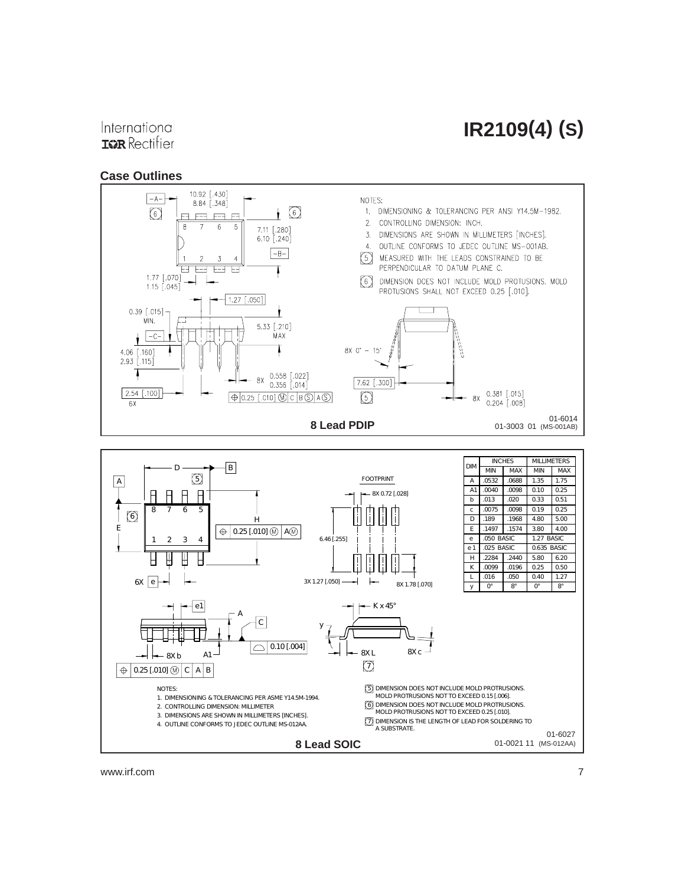## Case Outlines

NOTES:

1. DIMENSIONING & TOLERANCING PER ANSI Y14.5M-1982.
2. CONTROLLING DIMENSION: INCH.
3. DIMENSIONS ARE SHOWN IN MILLIMETERS [INCHES].
4. OUTLINE CONFORMS TO JEDEC OUTLINE MS-001AB.
5. MEASURED WITH THE LEADS CONSTRAINED TO BE PERPENDICULAR TO DATUM PLANE C.
6. DIMENSION DOES NOT INCLUDE MOLD PROTUSIONS. MOLD PROTUSIONS SHALL NOT EXCEED 0.25 [.010].

01-6014
01-3003 01 (MS-001AB)

**8 Lead PDIP**

| DIM | INCHES | | MILLIMETERS | |
|---|---|---|---|---|
| | MIN | MAX | MIN | MAX |
| A | .0532 | .0688 | 1.35 | 1.75 |
| A1 | .0040 | .0098 | 0.10 | 0.25 |
| b | .013 | .020 | 0.33 | 0.51 |
| c | .0075 | .0098 | 0.19 | 0.25 |
| D | .189 | .1968 | 4.80 | 5.00 |
| E | .1497 | .1574 | 3.80 | 4.00 |
| e | .050 BASIC | | 1.27 BASIC | |
| e 1 | .025 BASIC | | 0.635 BASIC | |
| H | .2284 | .2440 | 5.80 | 6.20 |
| K | .0099 | .0196 | 0.25 | 0.50 |
| L | .016 | .050 | 0.40 | 1.27 |
| y | 0° | 8° | 0° | 8° |

NOTES:

1. DIMENSIONING & TOLERANCING PER ASME Y14.5M-1994.
2. CONTROLLING DIMENSION: MILLIMETER
3. DIMENSIONS ARE SHOWN IN MILLIMETERS [INCHES].
4. OUTLINE CONFORMS TO JEDEC OUTLINE MS-012AA.
5. DIMENSION DOES NOT INCLUDE MOLD PROTRUSIONS. MOLD PROTRUSIONS NOT TO EXCEED 0.15 [.006].
6. DIMENSION DOES NOT INCLUDE MOLD PROTRUSIONS. MOLD PROTRUSIONS NOT TO EXCEED 0.25 [.010].
7. DIMENSION IS THE LENGTH OF LEAD FOR SOLDERING TO A SUBSTRATE.

01-6027
01-0021 11 (MS-012AA)

**8 Lead SOIC**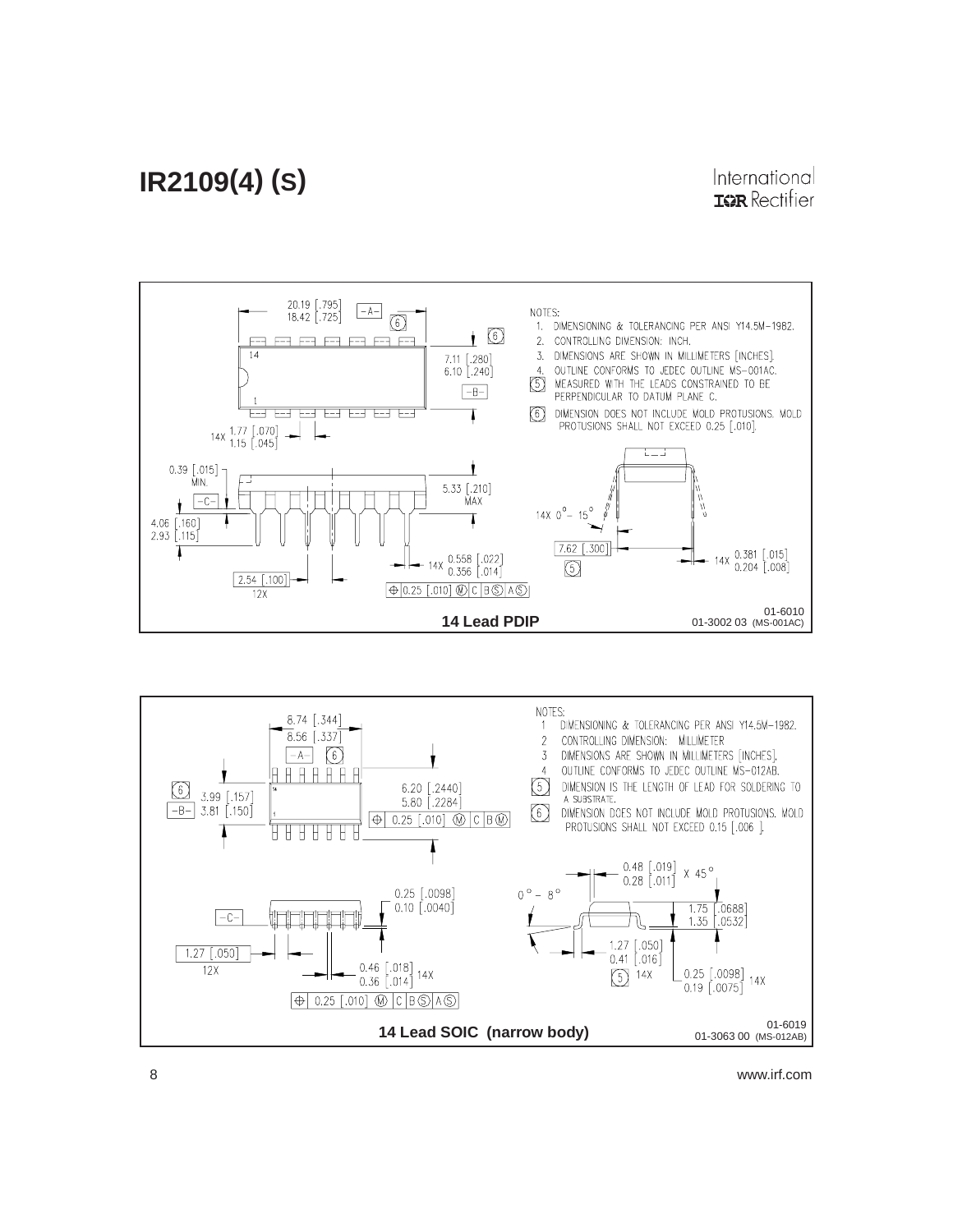NOTES:
1. DIMENSIONING & TOLERANCING PER ANSI Y14.5M-1982.
2. CONTROLLING DIMENSION: INCH.
3. DIMENSIONS ARE SHOWN IN MILLIMETERS [INCHES].
4. OUTLINE CONFORMS TO JEDEC OUTLINE MS-001AC.
5. MEASURED WITH THE LEADS CONSTRAINED TO BE PERPENDICULAR TO DATUM PLANE C.
6. DIMENSION DOES NOT INCLUDE MOLD PROTUSIONS. MOLD PROTUSIONS SHALL NOT EXCEED 0.25 [.010].

20.19 [.795]
18.42 [.725]

7.11 [.280]
6.10 [.240]

14X 1.77 [.070]
1.15 [.045]

0.39 [.015] MIN.

5.33 [.210] MAX

4.06 [.160]
2.93 [.115]

14X 0.558 [.022]
0.356 [.014]

2.54 [.100] 12X

0.25 [.010] M C B S A S

14X 0° - 15°

7.62 [.300]

14X 0.381 [.015]
0.204 [.008]

01-6010
01-3002 03 (MS-001AC)

**14 Lead PDIP**

NOTES:
1. DIMENSIONING & TOLERANCING PER ANSI Y14.5M-1982.
2. CONTROLLING DIMENSION: MILLIMETER
3. DIMENSIONS ARE SHOWN IN MILLIMETERS [INCHES].
4. OUTLINE CONFORMS TO JEDEC OUTLINE MS-012AB.
5. DIMENSION IS THE LENGTH OF LEAD FOR SOLDERING TO A SUBSTRATE.
6. DIMENSION DOES NOT INCLUDE MOLD PROTUSIONS. MOLD PROTUSIONS SHALL NOT EXCEED 0.15 [.006 ].

8.74 [.344]
8.56 [.337]

3.99 [.157]
3.81 [.150]

6.20 [.2440]
5.80 [.2284]

0.25 [.010] M C B M

0.48 [.019]
0.28 [.011] X 45°

0.25 [.0098]
0.10 [.0040]

0° - 8°

1.75 [.0688]
1.35 [.0532]

1.27 [.050] 12X

1.27 [.050]
0.41 [.016]

0.46 [.018]
0.36 [.014] 14X

14X

0.25 [.0098]
0.19 [.0075] 14X

0.25 [.010] M C B S A S

01-6019
01-3063 00 (MS-012AB)

**14 Lead SOIC (narrow body)**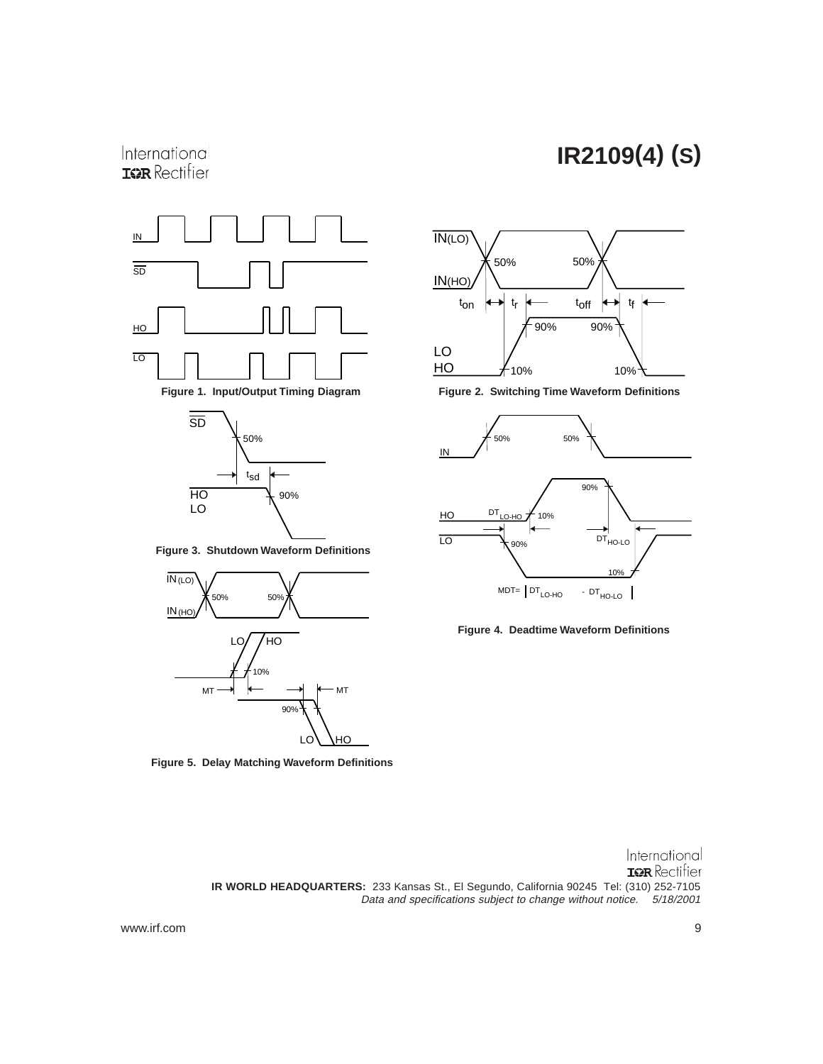IN

$\overline{SD}$

HO

LO

**Figure 1. Input/Output Timing Diagram**

IN(LO)

IN(HO)

50%

50%

$t_{on}$

$t_r$

$t_{off}$

$t_f$

90%

90%

LO

HO

10%

10%

**Figure 2. Switching Time Waveform Definitions**

$\overline{SD}$

50%

$t_{sd}$

HO

LO

90%

**Figure 3. Shutdown Waveform Definitions**

IN

50%

50%

90%

HO

$DT_{LO\text{-}HO}$

10%

LO

90%

$DT_{HO\text{-}LO}$

10%

$MDT = \left| DT_{LO\text{-}HO} - DT_{HO\text{-}LO} \right|$

**Figure 4. Deadtime Waveform Definitions**

IN (LO)

50%

50%

IN (HO)

LO

HO

10%

MT

MT

90%

LO

HO

**Figure 5. Delay Matching Waveform Definitions**

**IR WORLD HEADQUARTERS:** 233 Kansas St., El Segundo, California 90245 Tel: (310) 252-7105

*Data and specifications subject to change without notice. 5/18/2001*